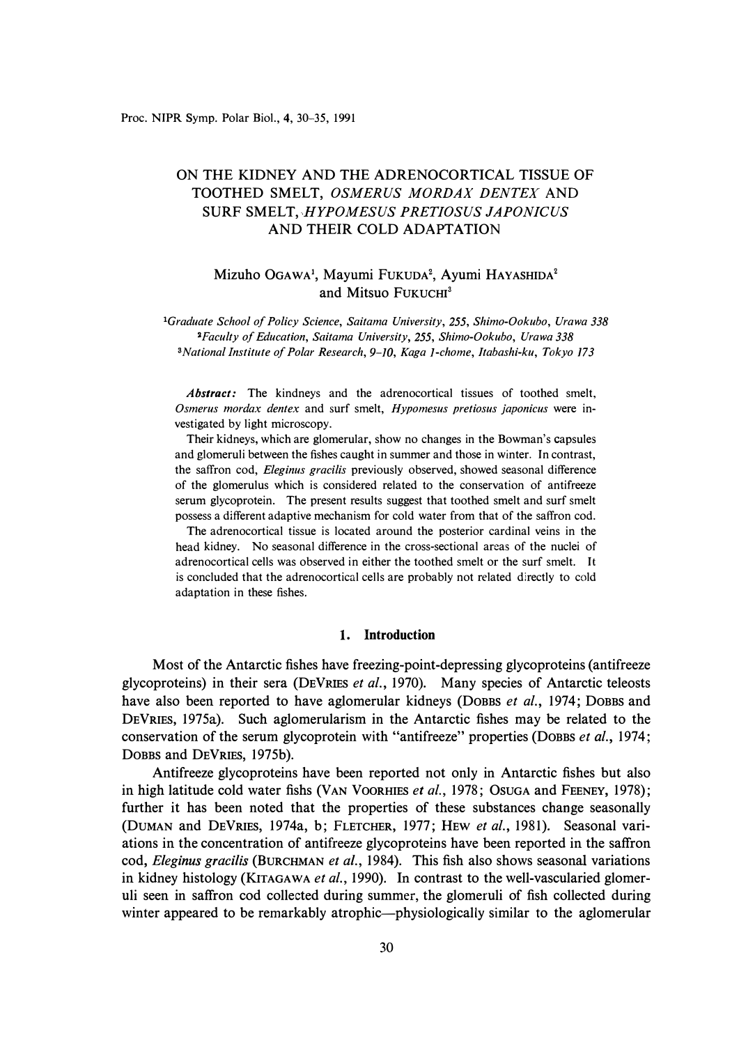# ON THE KIDNEY AND THE ADRENOCORTICAL TISSUE OF TOOTHED SMELT, *OSMERUS MORDAX DENTEX* AND SURF SMELT, *HYPOMESUS PRETIOSUS JAPONICUS* AND THEIR COLD ADAPTATION

Mizuho OGAWA[1], Mayumi FUKUDA[2], Ayumi HAYASHIDA[2] and Mitsuo FUKUCHI[3]

[1]*Graduate School of Policy Science, Saitama University, 255, Shimo-Ookubo, Urawa 338*
[2]*Faculty of Education, Saitama University, 255, Shimo-Ookubo, Urawa 338*
[3]*National Institute of Polar Research, 9-10, Kaga 1-chome, Itabashi-ku, Tokyo 173*

***Abstract:*** The kindneys and the adrenocortical tissues of toothed smelt, *Osmerus mordax dentex* and surf smelt, *Hypomesus pretiosus japonicus* were investigated by light microscopy.

Their kidneys, which are glomerular, show no changes in the Bowman's capsules and glomeruli between the fishes caught in summer and those in winter. In contrast, the saffron cod, *Eleginus gracilis* previously observed, showed seasonal difference of the glomerulus which is considered related to the conservation of antifreeze serum glycoprotein. The present results suggest that toothed smelt and surf smelt possess a different adaptive mechanism for cold water from that of the saffron cod.

The adrenocortical tissue is located around the posterior cardinal veins in the head kidney. No seasonal difference in the cross-sectional areas of the nuclei of adrenocortical cells was observed in either the toothed smelt or the surf smelt. It is concluded that the adrenocortical cells are probably not related directly to cold adaptation in these fishes.

## 1. Introduction

Most of the Antarctic fishes have freezing-point-depressing glycoproteins (antifreeze glycoproteins) in their sera (DEVRIES *et al.*, 1970). Many species of Antarctic teleosts have also been reported to have aglomerular kidneys (DOBBS *et al.*, 1974; DOBBS and DEVRIES, 1975a). Such aglomerularism in the Antarctic fishes may be related to the conservation of the serum glycoprotein with "antifreeze" properties (DOBBS *et al.*, 1974; DOBBS and DEVRIES, 1975b).

Antifreeze glycoproteins have been reported not only in Antarctic fishes but also in high latitude cold water fishs (VAN VOORHIES *et al.*, 1978; OSUGA and FEENEY, 1978); further it has been noted that the properties of these substances change seasonally (DUMAN and DEVRIES, 1974a, b; FLETCHER, 1977; HEW *et al.*, 1981). Seasonal variations in the concentration of antifreeze glycoproteins have been reported in the saffron cod, *Eleginus gracilis* (BURCHMAN *et al.*, 1984). This fish also shows seasonal variations in kidney histology (KITAGAWA *et al.*, 1990). In contrast to the well-vascularied glomeruli seen in saffron cod collected during summer, the glomeruli of fish collected during winter appeared to be remarkably atrophic—physiologically similar to the aglomerular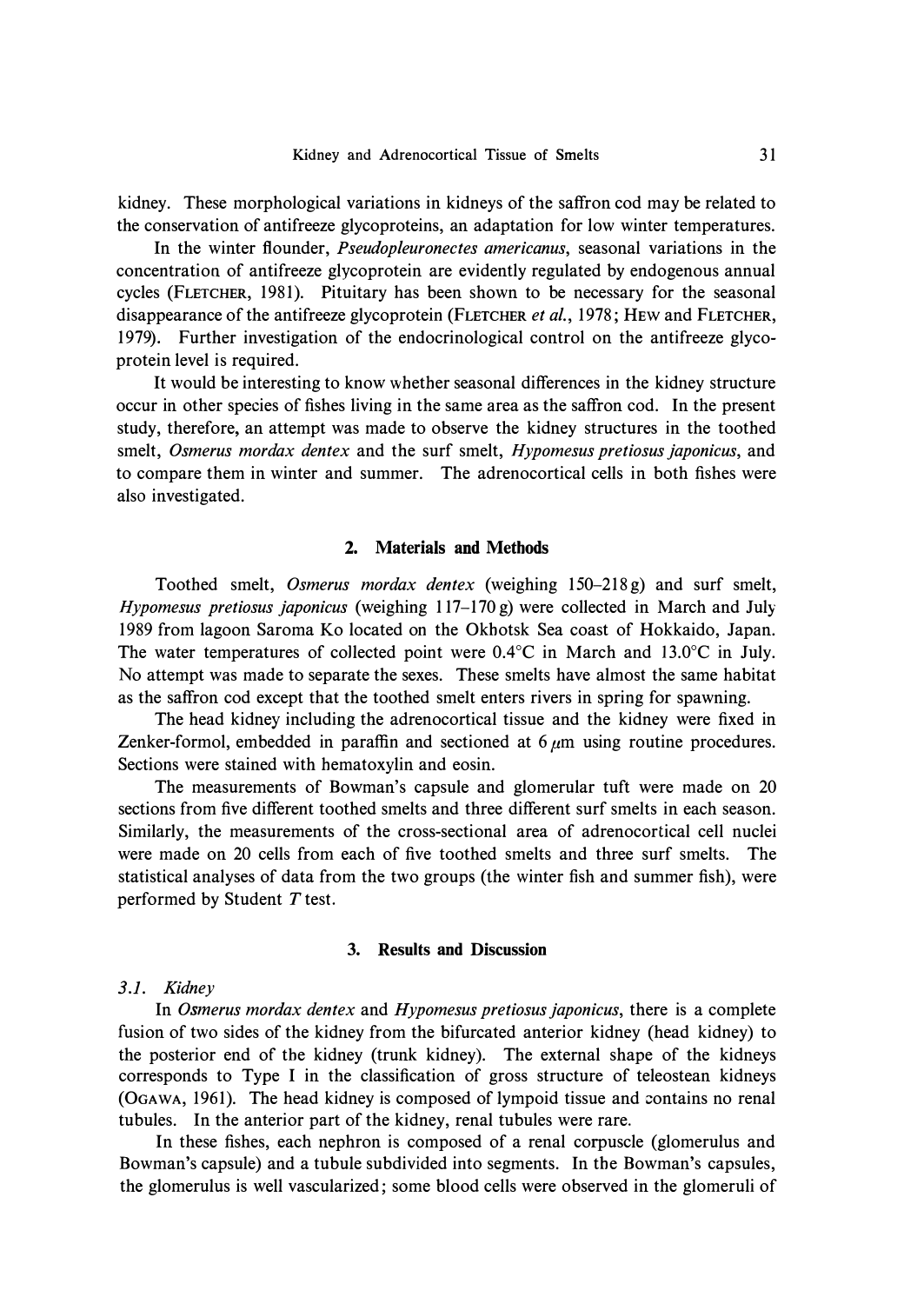kidney. These morphological variations in kidneys of the saffron cod may be related to the conservation of antifreeze glycoproteins, an adaptation for low winter temperatures.

In the winter flounder, *Pseudopleuronectes americanus*, seasonal variations in the concentration of antifreeze glycoprotein are evidently regulated by endogenous annual cycles (FLETCHER, 1981). Pituitary has been shown to be necessary for the seasonal disappearance of the antifreeze glycoprotein (FLETCHER *et al.*, 1978; HEW and FLETCHER, 1979). Further investigation of the endocrinological control on the antifreeze glycoprotein level is required.

It would be interesting to know whether seasonal differences in the kidney structure occur in other species of fishes living in the same area as the saffron cod. In the present study, therefore, an attempt was made to observe the kidney structures in the toothed smelt, *Osmerus mordax dentex* and the surf smelt, *Hypomesus pretiosus japonicus*, and to compare them in winter and summer. The adrenocortical cells in both fishes were also investigated.

## 2. Materials and Methods

Toothed smelt, *Osmerus mordax dentex* (weighing 150–218 g) and surf smelt, *Hypomesus pretiosus japonicus* (weighing 117–170 g) were collected in March and July 1989 from lagoon Saroma Ko located on the Okhotsk Sea coast of Hokkaido, Japan. The water temperatures of collected point were 0.4°C in March and 13.0°C in July. No attempt was made to separate the sexes. These smelts have almost the same habitat as the saffron cod except that the toothed smelt enters rivers in spring for spawning.

The head kidney including the adrenocortical tissue and the kidney were fixed in Zenker-formol, embedded in paraffin and sectioned at 6 $\mu$m using routine procedures. Sections were stained with hematoxylin and eosin.

The measurements of Bowman's capsule and glomerular tuft were made on 20 sections from five different toothed smelts and three different surf smelts in each season. Similarly, the measurements of the cross-sectional area of adrenocortical cell nuclei were made on 20 cells from each of five toothed smelts and three surf smelts. The statistical analyses of data from the two groups (the winter fish and summer fish), were performed by Student $T$ test.

## 3. Results and Discussion

### 3.1. Kidney

In *Osmerus mordax dentex* and *Hypomesus pretiosus japonicus*, there is a complete fusion of two sides of the kidney from the bifurcated anterior kidney (head kidney) to the posterior end of the kidney (trunk kidney). The external shape of the kidneys corresponds to Type I in the classification of gross structure of teleostean kidneys (OGAWA, 1961). The head kidney is composed of lympoid tissue and contains no renal tubules. In the anterior part of the kidney, renal tubules were rare.

In these fishes, each nephron is composed of a renal corpuscle (glomerulus and Bowman's capsule) and a tubule subdivided into segments. In the Bowman's capsules, the glomerulus is well vascularized; some blood cells were observed in the glomeruli of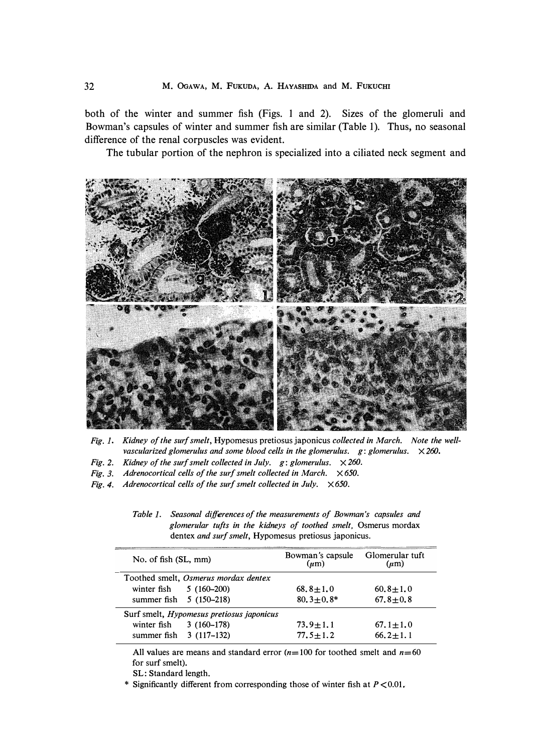both of the winter and summer fish (Figs. 1 and 2). Sizes of the glomeruli and Bowman's capsules of winter and summer fish are similar (Table 1). Thus, no seasonal difference of the renal corpuscles was evident.

The tubular portion of the nephron is specialized into a ciliated neck segment and

*Fig. 1. Kidney of the surf smelt,* Hypomesus pretiosus japonicus *collected in March. Note the well-vascularized glomerulus and some blood cells in the glomerulus. g: glomerulus. ×260.*

*Fig. 2. Kidney of the surf smelt collected in July. g: glomerulus. ×260.*

*Fig. 3. Adrenocortical cells of the surf smelt collected in March. ×650.*

*Fig. 4. Adrenocortical cells of the surf smelt collected in July. ×650.*

*Table 1. Seasonal differences of the measurements of Bowman's capsules and glomerular tufts in the kidneys of toothed smelt,* Osmerus mordax dentex *and surf smelt,* Hypomesus pretiosus japonicus.

| No. of fish (SL, mm) | | Bowman's capsule ($\mu$m) | Glomerular tuft ($\mu$m) |
|---|---|---|---|
| Toothed smelt, *Osmerus mordax dentex* | | | |
| winter fish | 5 (160–200) | 68.8±1.0 | 60.8±1.0 |
| summer fish | 5 (150–218) | 80.3±0.8* | 67.8±0.8 |
| Surf smelt, *Hypomesus pretiosus japonicus* | | | |
| winter fish | 3 (160–178) | 73.9±1.1 | 67.1±1.0 |
| summer fish | 3 (117–132) | 77.5±1.2 | 66.2±1.1 |

All values are means and standard error ($n=100$ for toothed smelt and $n=60$ for surf smelt).

SL: Standard length.

\* Significantly different from corresponding those of winter fish at $P<0.01$.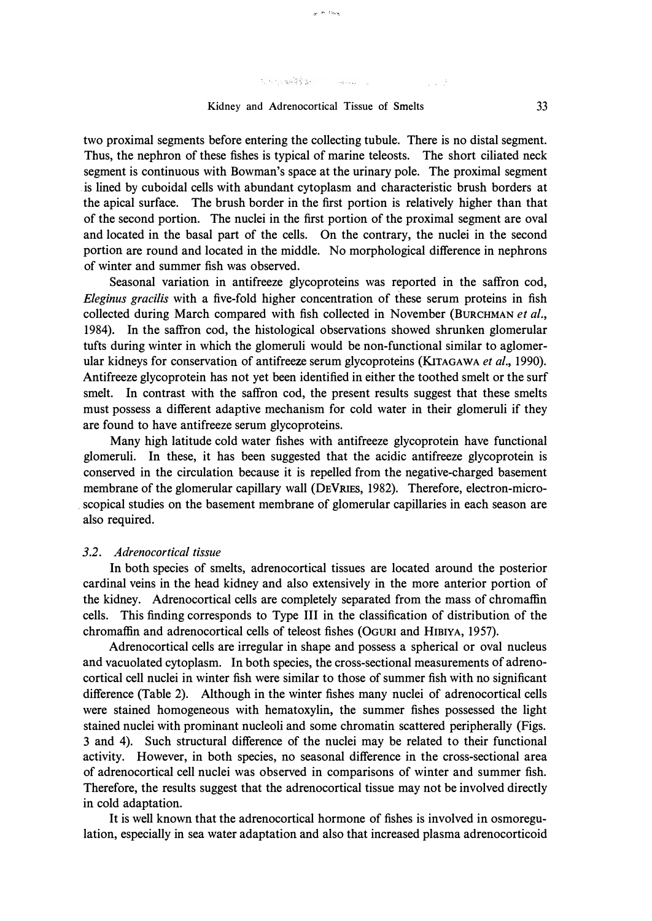two proximal segments before entering the collecting tubule. There is no distal segment. Thus, the nephron of these fishes is typical of marine teleosts. The short ciliated neck segment is continuous with Bowman's space at the urinary pole. The proximal segment is lined by cuboidal cells with abundant cytoplasm and characteristic brush borders at the apical surface. The brush border in the first portion is relatively higher than that of the second portion. The nuclei in the first portion of the proximal segment are oval and located in the basal part of the cells. On the contrary, the nuclei in the second portion are round and located in the middle. No morphological difference in nephrons of winter and summer fish was observed.

Seasonal variation in antifreeze glycoproteins was reported in the saffron cod, *Eleginus gracilis* with a five-fold higher concentration of these serum proteins in fish collected during March compared with fish collected in November (BURCHMAN *et al.*, 1984). In the saffron cod, the histological observations showed shrunken glomerular tufts during winter in which the glomeruli would be non-functional similar to aglomerular kidneys for conservation of antifreeze serum glycoproteins (KITAGAWA *et al.*, 1990). Antifreeze glycoprotein has not yet been identified in either the toothed smelt or the surf smelt. In contrast with the saffron cod, the present results suggest that these smelts must possess a different adaptive mechanism for cold water in their glomeruli if they are found to have antifreeze serum glycoproteins.

Many high latitude cold water fishes with antifreeze glycoprotein have functional glomeruli. In these, it has been suggested that the acidic antifreeze glycoprotein is conserved in the circulation because it is repelled from the negative-charged basement membrane of the glomerular capillary wall (DEVRIES, 1982). Therefore, electron-microscopical studies on the basement membrane of glomerular capillaries in each season are also required.

### *3.2. Adrenocortical tissue*

In both species of smelts, adrenocortical tissues are located around the posterior cardinal veins in the head kidney and also extensively in the more anterior portion of the kidney. Adrenocortical cells are completely separated from the mass of chromaffin cells. This finding corresponds to Type III in the classification of distribution of the chromaffin and adrenocortical cells of teleost fishes (OGURI and HIBIYA, 1957).

Adrenocortical cells are irregular in shape and possess a spherical or oval nucleus and vacuolated cytoplasm. In both species, the cross-sectional measurements of adrenocortical cell nuclei in winter fish were similar to those of summer fish with no significant difference (Table 2). Although in the winter fishes many nuclei of adrenocortical cells were stained homogeneous with hematoxylin, the summer fishes possessed the light stained nuclei with prominant nucleoli and some chromatin scattered peripherally (Figs. 3 and 4). Such structural difference of the nuclei may be related to their functional activity. However, in both species, no seasonal difference in the cross-sectional area of adrenocortical cell nuclei was observed in comparisons of winter and summer fish. Therefore, the results suggest that the adrenocortical tissue may not be involved directly in cold adaptation.

It is well known that the adrenocortical hormone of fishes is involved in osmoregulation, especially in sea water adaptation and also that increased plasma adrenocorticoid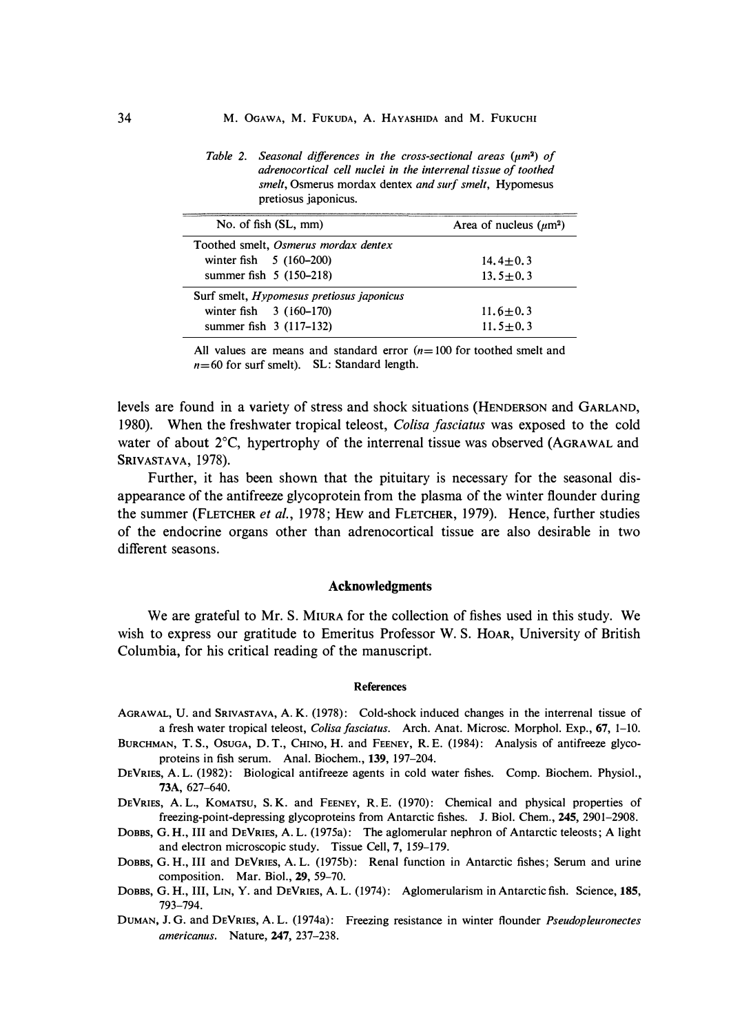*Table 2. Seasonal differences in the cross-sectional areas ($\mu m^2$) of adrenocortical cell nuclei in the interrenal tissue of toothed smelt,* Osmerus mordax dentex *and surf smelt,* Hypomesus pretiosus japonicus.

| No. of fish (SL, mm) | Area of nucleus ($\mu m^2$) |
|---|---|
| Toothed smelt, *Osmerus mordax dentex* | |
| winter fish 5 (160–200) | 14.4±0.3 |
| summer fish 5 (150–218) | 13.5±0.3 |
| Surf smelt, *Hypomesus pretiosus japonicus* | |
| winter fish 3 (160–170) | 11.6±0.3 |
| summer fish 3 (117–132) | 11.5±0.3 |

All values are means and standard error ($n$=100 for toothed smelt and $n$=60 for surf smelt). SL: Standard length.

levels are found in a variety of stress and shock situations (HENDERSON and GARLAND, 1980). When the freshwater tropical teleost, *Colisa fasciatus* was exposed to the cold water of about 2°C, hypertrophy of the interrenal tissue was observed (AGRAWAL and SRIVASTAVA, 1978).

Further, it has been shown that the pituitary is necessary for the seasonal disappearance of the antifreeze glycoprotein from the plasma of the winter flounder during the summer (FLETCHER *et al.*, 1978; HEW and FLETCHER, 1979). Hence, further studies of the endocrine organs other than adrenocortical tissue are also desirable in two different seasons.

## Acknowledgments

We are grateful to Mr. S. MIURA for the collection of fishes used in this study. We wish to express our gratitude to Emeritus Professor W. S. HOAR, University of British Columbia, for his critical reading of the manuscript.

## References

AGRAWAL, U. and SRIVASTAVA, A. K. (1978): Cold-shock induced changes in the interrenal tissue of a fresh water tropical teleost, *Colisa fasciatus*. Arch. Anat. Microsc. Morphol. Exp., **67**, 1–10.

BURCHMAN, T. S., OSUGA, D. T., CHINO, H. and FEENEY, R. E. (1984): Analysis of antifreeze glycoproteins in fish serum. Anal. Biochem., **139**, 197–204.

DEVRIES, A. L. (1982): Biological antifreeze agents in cold water fishes. Comp. Biochem. Physiol., **73A**, 627–640.

DEVRIES, A. L., KOMATSU, S. K. and FEENEY, R. E. (1970): Chemical and physical properties of freezing-point-depressing glycoproteins from Antarctic fishes. J. Biol. Chem., **245**, 2901–2908.

DOBBS, G. H., III and DEVRIES, A. L. (1975a): The aglomerular nephron of Antarctic teleosts; A light and electron microscopic study. Tissue Cell, **7**, 159–179.

DOBBS, G. H., III and DEVRIES, A. L. (1975b): Renal function in Antarctic fishes; Serum and urine composition. Mar. Biol., **29**, 59–70.

DOBBS, G. H., III, LIN, Y. and DEVRIES, A. L. (1974): Aglomerularism in Antarctic fish. Science, **185**, 793–794.

DUMAN, J. G. and DEVRIES, A. L. (1974a): Freezing resistance in winter flounder *Pseudopleuronectes americanus*. Nature, **247**, 237–238.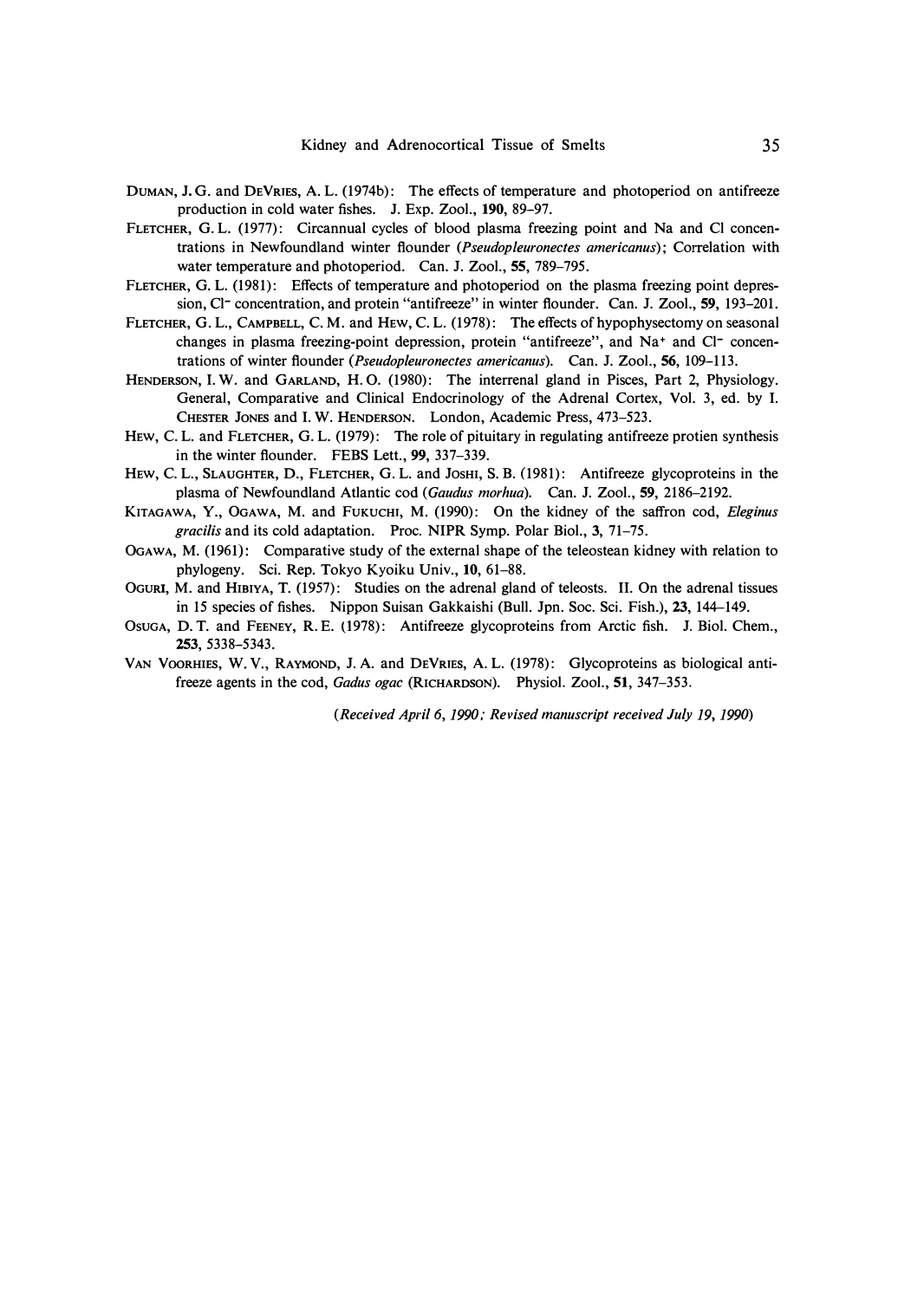Duman, J. G. and DeVries, A. L. (1974b): The effects of temperature and photoperiod on antifreeze production in cold water fishes. J. Exp. Zool., **190**, 89–97.

Fletcher, G. L. (1977): Circannual cycles of blood plasma freezing point and Na and Cl concentrations in Newfoundland winter flounder (*Pseudopleuronectes americanus*); Correlation with water temperature and photoperiod. Can. J. Zool., **55**, 789–795.

Fletcher, G. L. (1981): Effects of temperature and photoperiod on the plasma freezing point depression, $Cl^-$ concentration, and protein "antifreeze" in winter flounder. Can. J. Zool., **59**, 193–201.

Fletcher, G. L., Campbell, C. M. and Hew, C. L. (1978): The effects of hypophysectomy on seasonal changes in plasma freezing-point depression, protein "antifreeze", and $Na^+$ and $Cl^-$ concentrations of winter flounder (*Pseudopleuronectes americanus*). Can. J. Zool., **56**, 109–113.

Henderson, I. W. and Garland, H. O. (1980): The interrenal gland in Pisces, Part 2, Physiology. General, Comparative and Clinical Endocrinology of the Adrenal Cortex, Vol. 3, ed. by I. Chester Jones and I. W. Henderson. London, Academic Press, 473–523.

Hew, C. L. and Fletcher, G. L. (1979): The role of pituitary in regulating antifreeze protien synthesis in the winter flounder. FEBS Lett., **99**, 337–339.

Hew, C. L., Slaughter, D., Fletcher, G. L. and Joshi, S. B. (1981): Antifreeze glycoproteins in the plasma of Newfoundland Atlantic cod (*Gaudus morhua*). Can. J. Zool., **59**, 2186–2192.

Kitagawa, Y., Ogawa, M. and Fukuchi, M. (1990): On the kidney of the saffron cod, *Eleginus gracilis* and its cold adaptation. Proc. NIPR Symp. Polar Biol., **3**, 71–75.

Ogawa, M. (1961): Comparative study of the external shape of the teleostean kidney with relation to phylogeny. Sci. Rep. Tokyo Kyoiku Univ., **10**, 61–88.

Oguri, M. and Hibiya, T. (1957): Studies on the adrenal gland of teleosts. II. On the adrenal tissues in 15 species of fishes. Nippon Suisan Gakkaishi (Bull. Jpn. Soc. Sci. Fish.), **23**, 144–149.

Osuga, D. T. and Feeney, R. E. (1978): Antifreeze glycoproteins from Arctic fish. J. Biol. Chem., **253**, 5338–5343.

Van Voorhies, W. V., Raymond, J. A. and DeVries, A. L. (1978): Glycoproteins as biological antifreeze agents in the cod, *Gadus ogac* (Richardson). Physiol. Zool., **51**, 347–353.

*(Received April 6, 1990; Revised manuscript received July 19, 1990)*